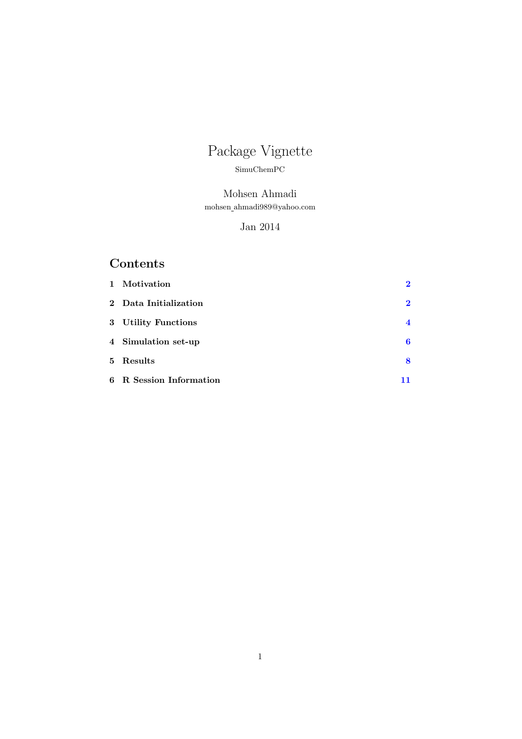# Package Vignette

SimuChemPC

Mohsen Ahmadi

mohsen_ahmadi989@yahoo.com

Jan 2014

## Contents

1 Motivation 2

2 Data Initialization 2

3 Utility Functions 4

4 Simulation set-up 6

5 Results 8

6 R Session Information 11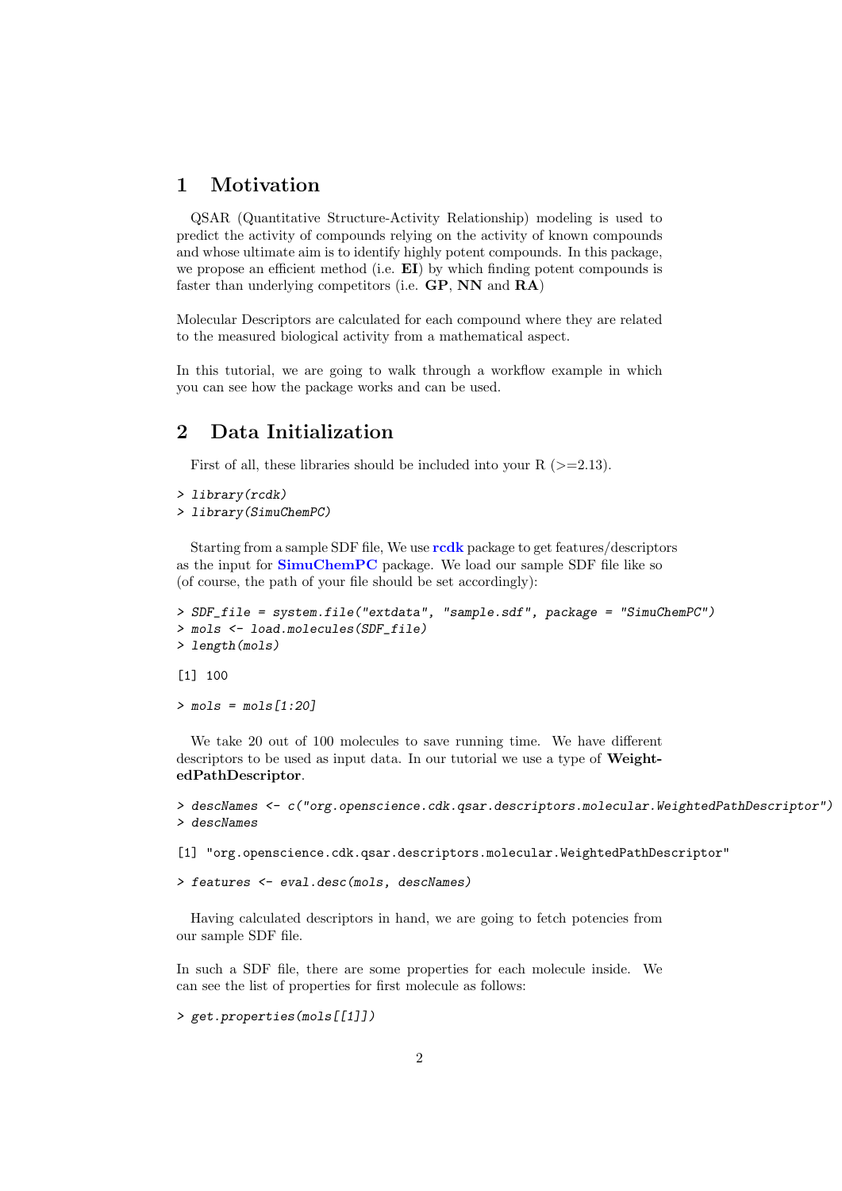## 1 Motivation

QSAR (Quantitative Structure-Activity Relationship) modeling is used to predict the activity of compounds relying on the activity of known compounds and whose ultimate aim is to identify highly potent compounds. In this package, we propose an efficient method (i.e. **EI**) by which finding potent compounds is faster than underlying competitors (i.e. **GP**, **NN** and **RA**)

Molecular Descriptors are calculated for each compound where they are related to the measured biological activity from a mathematical aspect.

In this tutorial, we are going to walk through a workflow example in which you can see how the package works and can be used.

## 2 Data Initialization

First of all, these libraries should be included into your R (>=2.13).

```
> library(rcdk)
> library(SimuChemPC)
```

Starting from a sample SDF file, We use **rcdk** package to get features/descriptors as the input for **SimuChemPC** package. We load our sample SDF file like so (of course, the path of your file should be set accordingly):

```
> SDF_file = system.file("extdata", "sample.sdf", package = "SimuChemPC")
> mols <- load.molecules(SDF_file)
> length(mols)

[1] 100

> mols = mols[1:20]
```

We take 20 out of 100 molecules to save running time. We have different descriptors to be used as input data. In our tutorial we use a type of **WeightedPathDescriptor**.

```
> descNames <- c("org.openscience.cdk.qsar.descriptors.molecular.WeightedPathDescriptor")
> descNames

[1] "org.openscience.cdk.qsar.descriptors.molecular.WeightedPathDescriptor"

> features <- eval.desc(mols, descNames)
```

Having calculated descriptors in hand, we are going to fetch potencies from our sample SDF file.

In such a SDF file, there are some properties for each molecule inside. We can see the list of properties for first molecule as follows:

```
> get.properties(mols[[1]])
```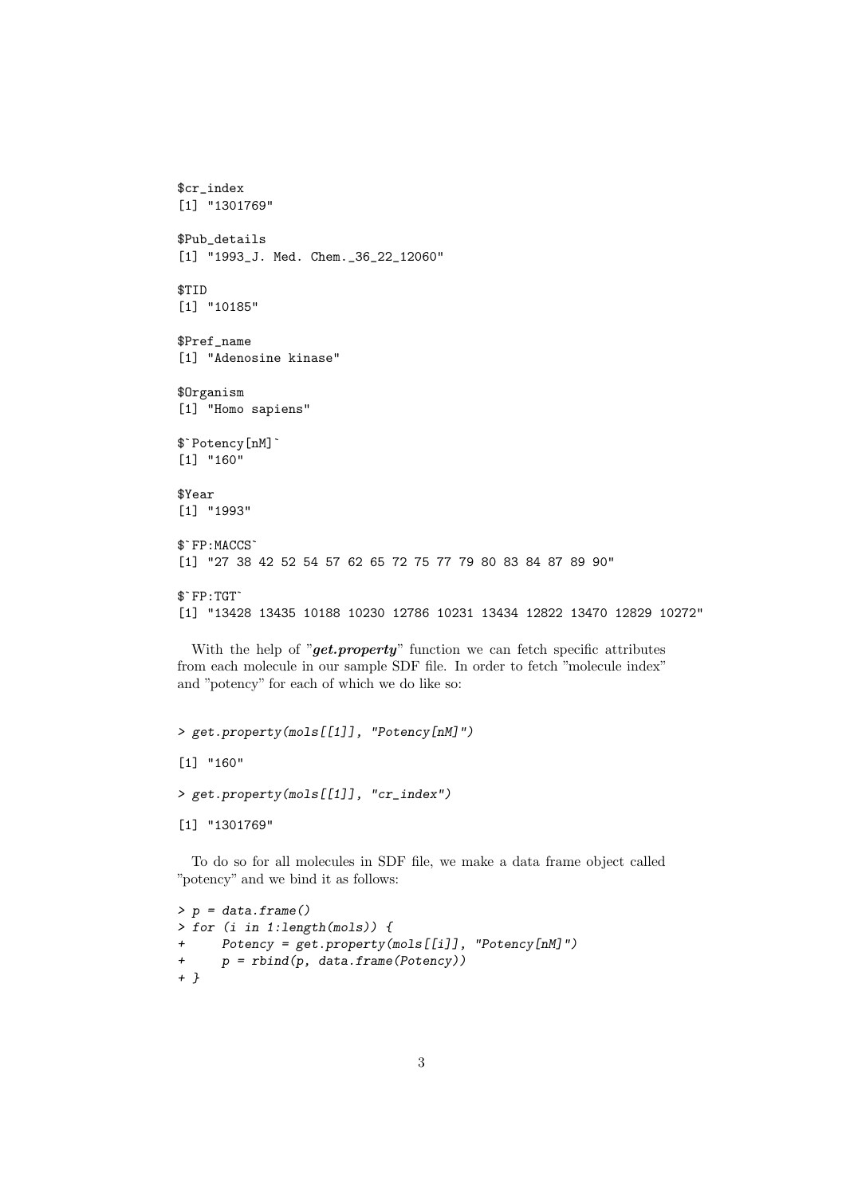```
$cr_index
[1] "1301769"

$Pub_details
[1] "1993_J. Med. Chem._36_22_12060"

$TID
[1] "10185"

$Pref_name
[1] "Adenosine kinase"

$Organism
[1] "Homo sapiens"

$`Potency[nM]`
[1] "160"

$Year
[1] "1993"

$`FP:MACCS`
[1] "27 38 42 52 54 57 62 65 72 75 77 79 80 83 84 87 89 90"

$`FP:TGT`
[1] "13428 13435 10188 10230 12786 10231 13434 12822 13470 12829 10272"
```

With the help of "***get.property***" function we can fetch specific attributes from each molecule in our sample SDF file. In order to fetch "molecule index" and "potency" for each of which we do like so:

```
> get.property(mols[[1]], "Potency[nM]")

[1] "160"

> get.property(mols[[1]], "cr_index")

[1] "1301769"
```

To do so for all molecules in SDF file, we make a data frame object called "potency" and we bind it as follows:

```
> p = data.frame()
> for (i in 1:length(mols)) {
+     Potency = get.property(mols[[i]], "Potency[nM]")
+     p = rbind(p, data.frame(Potency))
+ }
```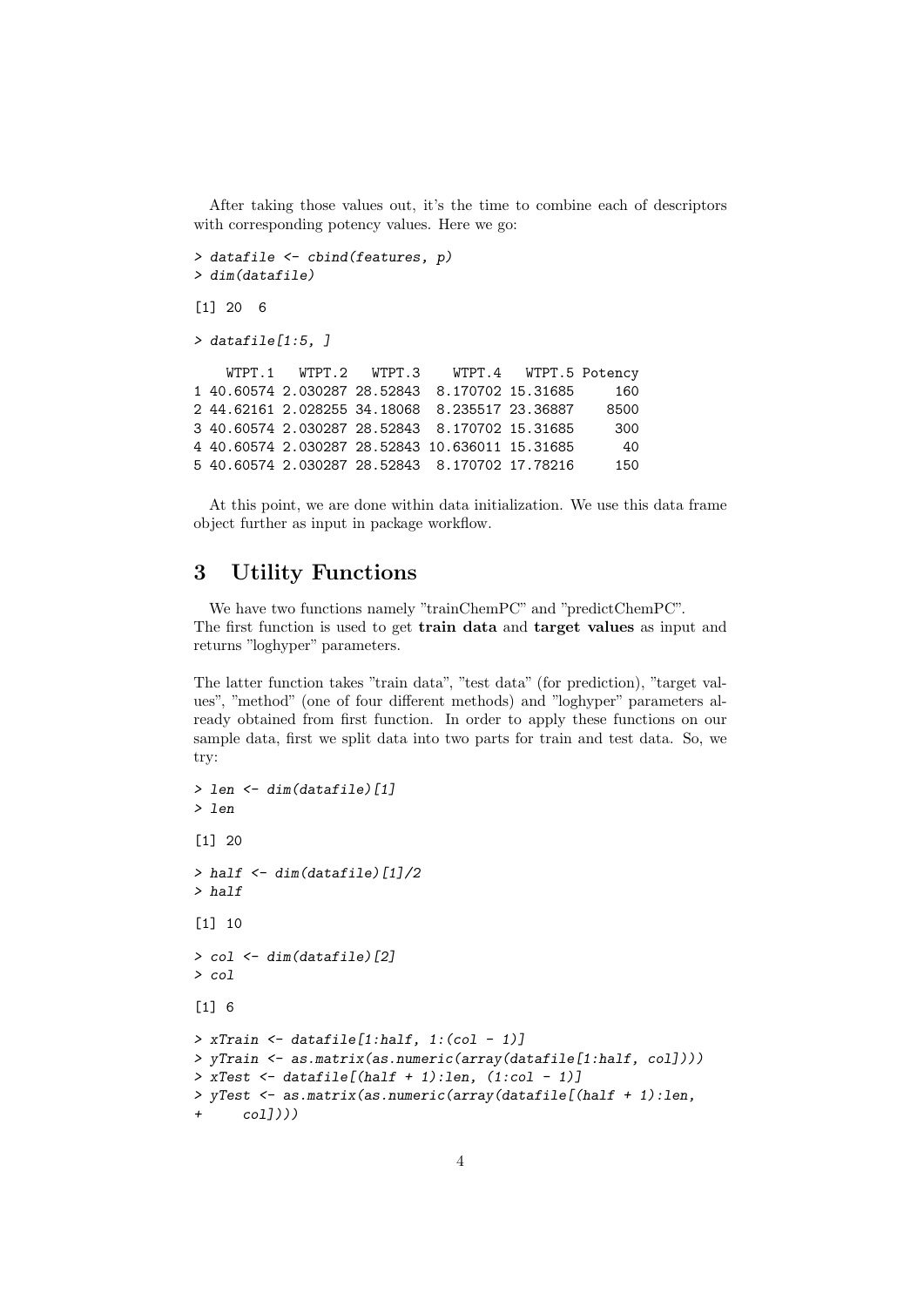After taking those values out, it's the time to combine each of descriptors with corresponding potency values. Here we go:

```
> datafile <- cbind(features, p)
> dim(datafile)

[1] 20  6

> datafile[1:5, ]

    WTPT.1   WTPT.2   WTPT.3    WTPT.4   WTPT.5 Potency
1 40.60574 2.030287 28.52843  8.170702 15.31685     160
2 44.62161 2.028255 34.18068  8.235517 23.36887    8500
3 40.60574 2.030287 28.52843  8.170702 15.31685     300
4 40.60574 2.030287 28.52843 10.636011 15.31685      40
5 40.60574 2.030287 28.52843  8.170702 17.78216     150
```

At this point, we are done within data initialization. We use this data frame object further as input in package workflow.

## 3 Utility Functions

We have two functions namely "trainChemPC" and "predictChemPC". The first function is used to get **train data** and **target values** as input and returns "loghyper" parameters.

The latter function takes "train data", "test data" (for prediction), "target values", "method" (one of four different methods) and "loghyper" parameters already obtained from first function. In order to apply these functions on our sample data, first we split data into two parts for train and test data. So, we try:

```
> len <- dim(datafile)[1]
> len

[1] 20

> half <- dim(datafile)[1]/2
> half

[1] 10

> col <- dim(datafile)[2]
> col

[1] 6

> xTrain <- datafile[1:half, 1:(col - 1)]
> yTrain <- as.matrix(as.numeric(array(datafile[1:half, col])))
> xTest <- datafile[(half + 1):len, (1:col - 1)]
> yTest <- as.matrix(as.numeric(array(datafile[(half + 1):len,
+     col])))
```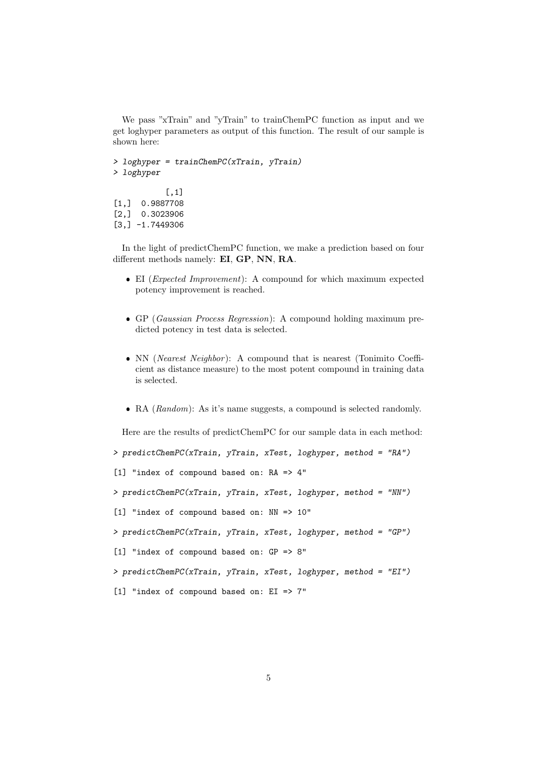We pass "xTrain" and "yTrain" to trainChemPC function as input and we get loghyper parameters as output of this function. The result of our sample is shown here:

```
> loghyper = trainChemPC(xTrain, yTrain)
> loghyper

           [,1]
[1,]  0.9887708
[2,]  0.3023906
[3,] -1.7449306
```

In the light of predictChemPC function, we make a prediction based on four different methods namely: **EI**, **GP**, **NN**, **RA**.

- EI (*Expected Improvement*): A compound for which maximum expected potency improvement is reached.
- GP (*Gaussian Process Regression*): A compound holding maximum predicted potency in test data is selected.
- NN (*Nearest Neighbor*): A compound that is nearest (Tonimito Coefficient as distance measure) to the most potent compound in training data is selected.
- RA (*Random*): As it's name suggests, a compound is selected randomly.

Here are the results of predictChemPC for our sample data in each method:

```
> predictChemPC(xTrain, yTrain, xTest, loghyper, method = "RA")

[1] "index of compound based on: RA => 4"

> predictChemPC(xTrain, yTrain, xTest, loghyper, method = "NN")

[1] "index of compound based on: NN => 10"

> predictChemPC(xTrain, yTrain, xTest, loghyper, method = "GP")

[1] "index of compound based on: GP => 8"

> predictChemPC(xTrain, yTrain, xTest, loghyper, method = "EI")

[1] "index of compound based on: EI => 7"
```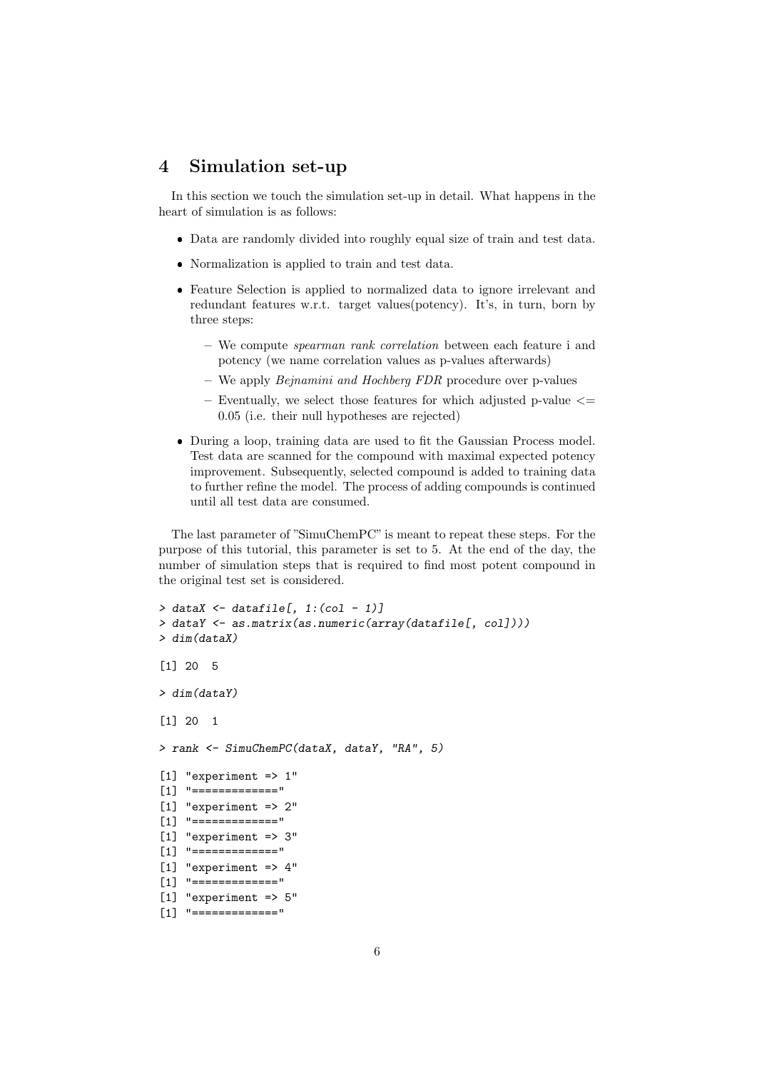## 4 Simulation set-up

In this section we touch the simulation set-up in detail. What happens in the heart of simulation is as follows:

- Data are randomly divided into roughly equal size of train and test data.
- Normalization is applied to train and test data.
- Feature Selection is applied to normalized data to ignore irrelevant and redundant features w.r.t. target values(potency). It's, in turn, born by three steps:
  - We compute *spearman rank correlation* between each feature i and potency (we name correlation values as p-values afterwards)
  - We apply *Bejnamini and Hochberg FDR* procedure over p-values
  - Eventually, we select those features for which adjusted p-value <= 0.05 (i.e. their null hypotheses are rejected)
- During a loop, training data are used to fit the Gaussian Process model. Test data are scanned for the compound with maximal expected potency improvement. Subsequently, selected compound is added to training data to further refine the model. The process of adding compounds is continued until all test data are consumed.

The last parameter of "SimuChemPC" is meant to repeat these steps. For the purpose of this tutorial, this parameter is set to 5. At the end of the day, the number of simulation steps that is required to find most potent compound in the original test set is considered.

```
> dataX <- datafile[, 1:(col - 1)]
> dataY <- as.matrix(as.numeric(array(datafile[, col])))
> dim(dataX)

[1] 20  5

> dim(dataY)

[1] 20  1

> rank <- SimuChemPC(dataX, dataY, "RA", 5)

[1] "experiment => 1"
[1] "============="
[1] "experiment => 2"
[1] "============="
[1] "experiment => 3"
[1] "============="
[1] "experiment => 4"
[1] "============="
[1] "experiment => 5"
[1] "============="
```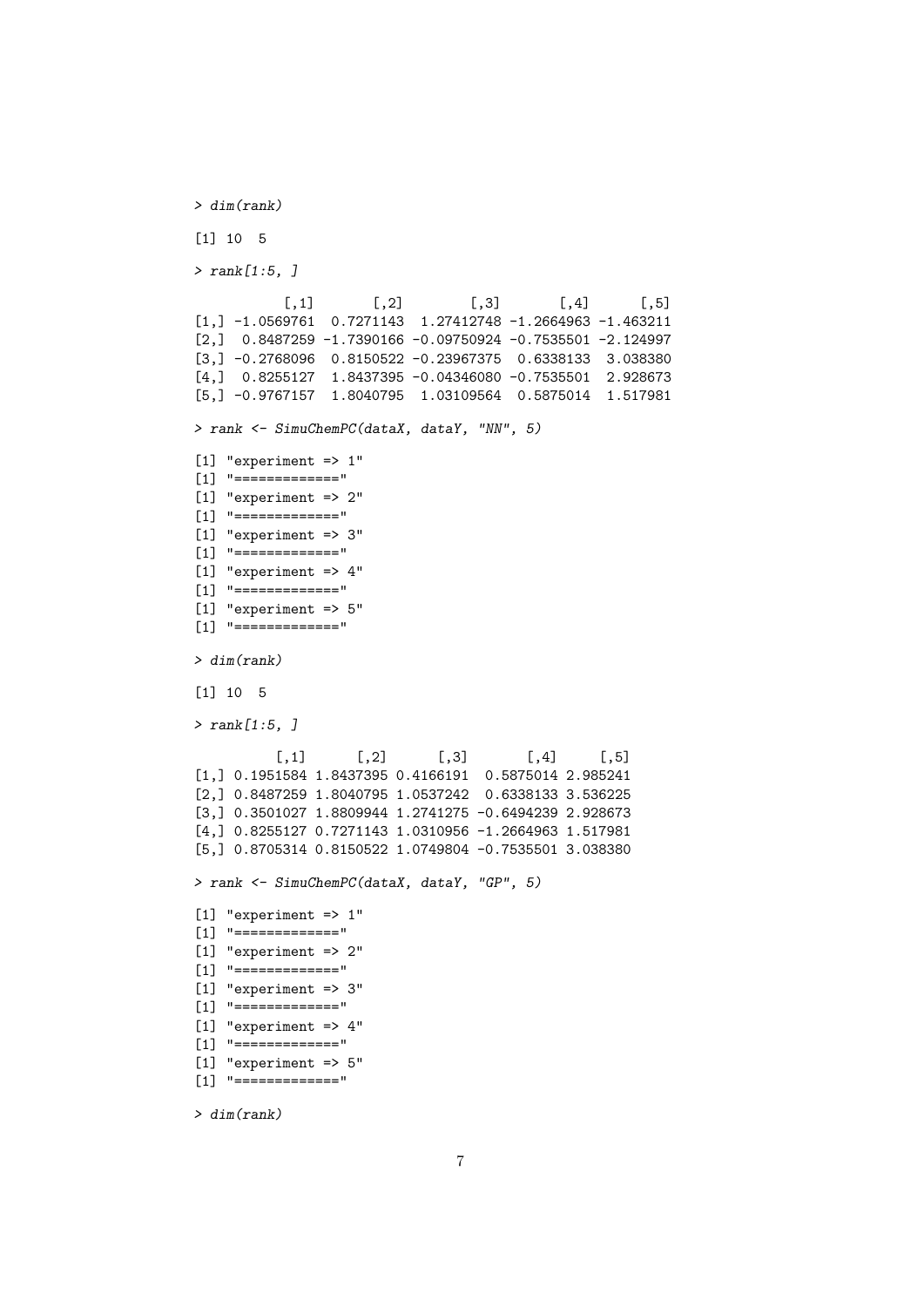```
> dim(rank)

[1] 10  5

> rank[1:5, ]

           [,1]       [,2]        [,3]       [,4]      [,5]
[1,] -1.0569761  0.7271143  1.27412748 -1.2664963 -1.463211
[2,]  0.8487259 -1.7390166 -0.09750924 -0.7535501 -2.124997
[3,] -0.2768096  0.8150522 -0.23967375  0.6338133  3.038380
[4,]  0.8255127  1.8437395 -0.04346080 -0.7535501  2.928673
[5,] -0.9767157  1.8040795  1.03109564  0.5875014  1.517981

> rank <- SimuChemPC(dataX, dataY, "NN", 5)

[1] "experiment => 1"
[1] "============="
[1] "experiment => 2"
[1] "============="
[1] "experiment => 3"
[1] "============="
[1] "experiment => 4"
[1] "============="
[1] "experiment => 5"
[1] "============="

> dim(rank)

[1] 10  5

> rank[1:5, ]

          [,1]      [,2]      [,3]       [,4]     [,5]
[1,] 0.1951584 1.8437395 0.4166191  0.5875014 2.985241
[2,] 0.8487259 1.8040795 1.0537242  0.6338133 3.536225
[3,] 0.3501027 1.8809944 1.2741275 -0.6494239 2.928673
[4,] 0.8255127 0.7271143 1.0310956 -1.2664963 1.517981
[5,] 0.8705314 0.8150522 1.0749804 -0.7535501 3.038380

> rank <- SimuChemPC(dataX, dataY, "GP", 5)

[1] "experiment => 1"
[1] "============="
[1] "experiment => 2"
[1] "============="
[1] "experiment => 3"
[1] "============="
[1] "experiment => 4"
[1] "============="
[1] "experiment => 5"
[1] "============="

> dim(rank)
```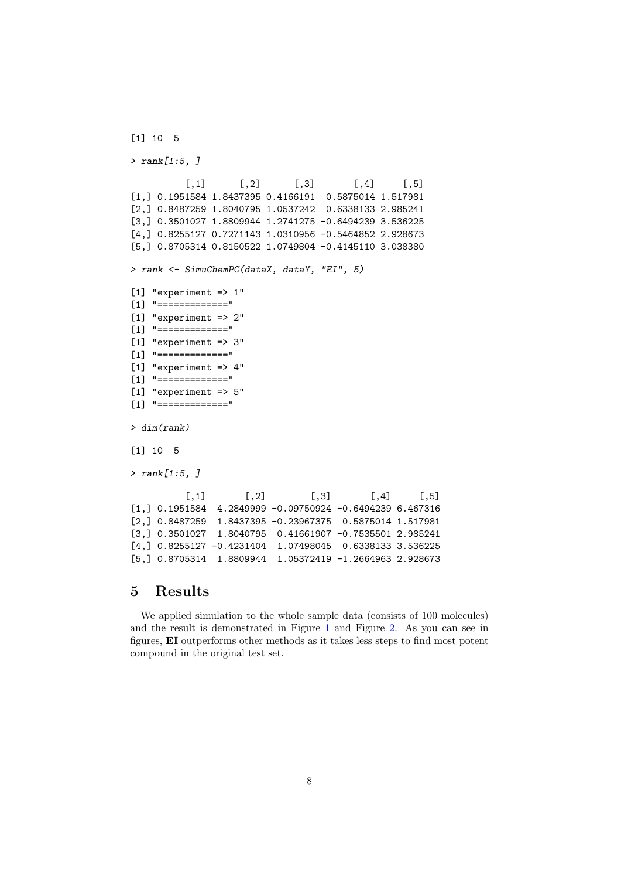```
[1] 10  5

> rank[1:5, ]

          [,1]      [,2]      [,3]       [,4]     [,5]
[1,] 0.1951584 1.8437395 0.4166191  0.5875014 1.517981
[2,] 0.8487259 1.8040795 1.0537242  0.6338133 2.985241
[3,] 0.3501027 1.8809944 1.2741275 -0.6494239 3.536225
[4,] 0.8255127 0.7271143 1.0310956 -0.5464852 2.928673
[5,] 0.8705314 0.8150522 1.0749804 -0.4145110 3.038380

> rank <- SimuChemPC(dataX, dataY, "EI", 5)

[1] "experiment => 1"
[1] "============="
[1] "experiment => 2"
[1] "============="
[1] "experiment => 3"
[1] "============="
[1] "experiment => 4"
[1] "============="
[1] "experiment => 5"
[1] "============="

> dim(rank)

[1] 10  5

> rank[1:5, ]

          [,1]       [,2]        [,3]       [,4]     [,5]
[1,] 0.1951584  4.2849999 -0.09750924 -0.6494239 6.467316
[2,] 0.8487259  1.8437395 -0.23967375  0.5875014 1.517981
[3,] 0.3501027  1.8040795  0.41661907 -0.7535501 2.985241
[4,] 0.8255127 -0.4231404  1.07498045  0.6338133 3.536225
[5,] 0.8705314  1.8809944  1.05372419 -1.2664963 2.928673
```

## 5 Results

We applied simulation to the whole sample data (consists of 100 molecules) and the result is demonstrated in Figure 1 and Figure 2. As you can see in figures, **EI** outperforms other methods as it takes less steps to find most potent compound in the original test set.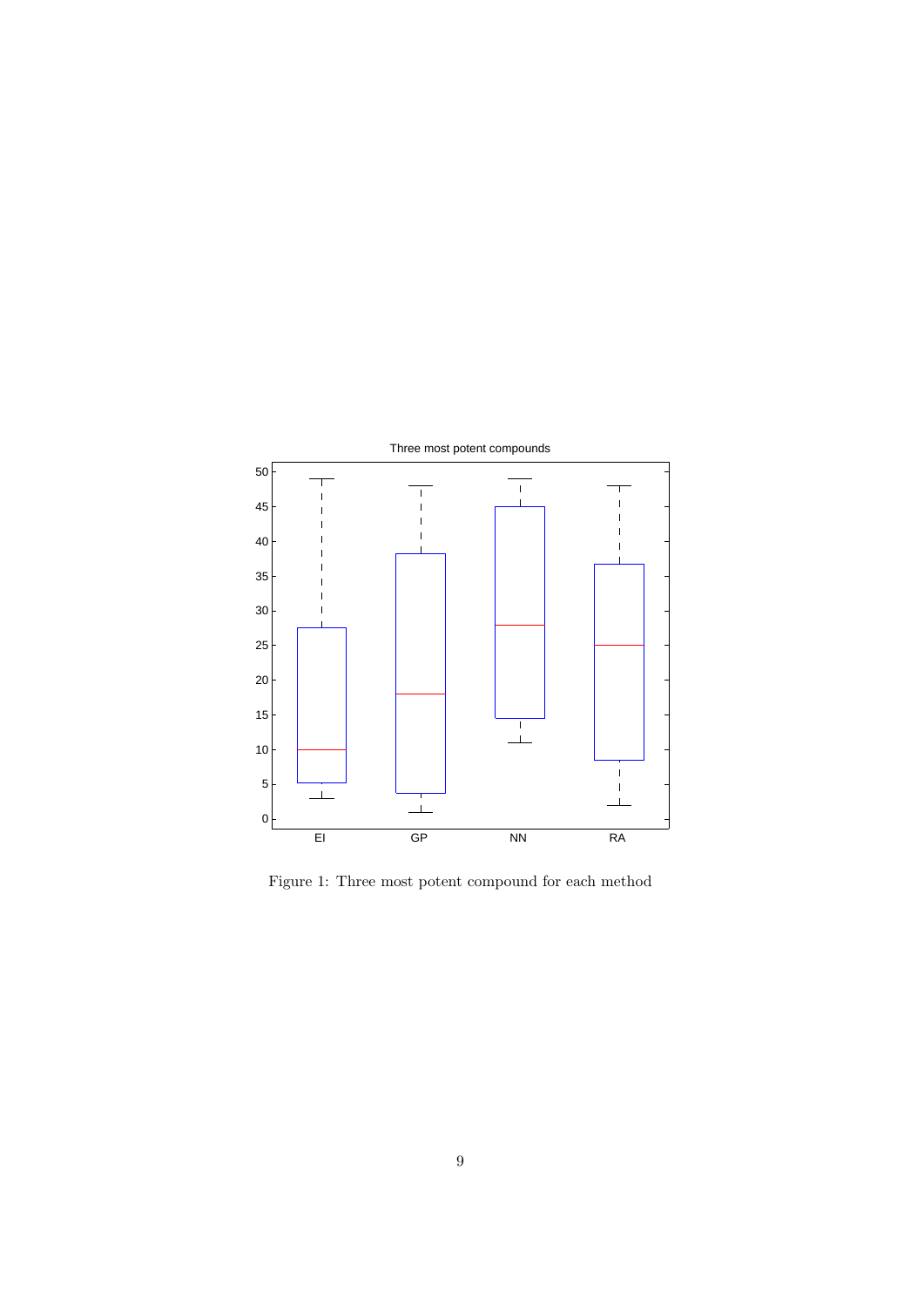Figure 1: Three most potent compound for each method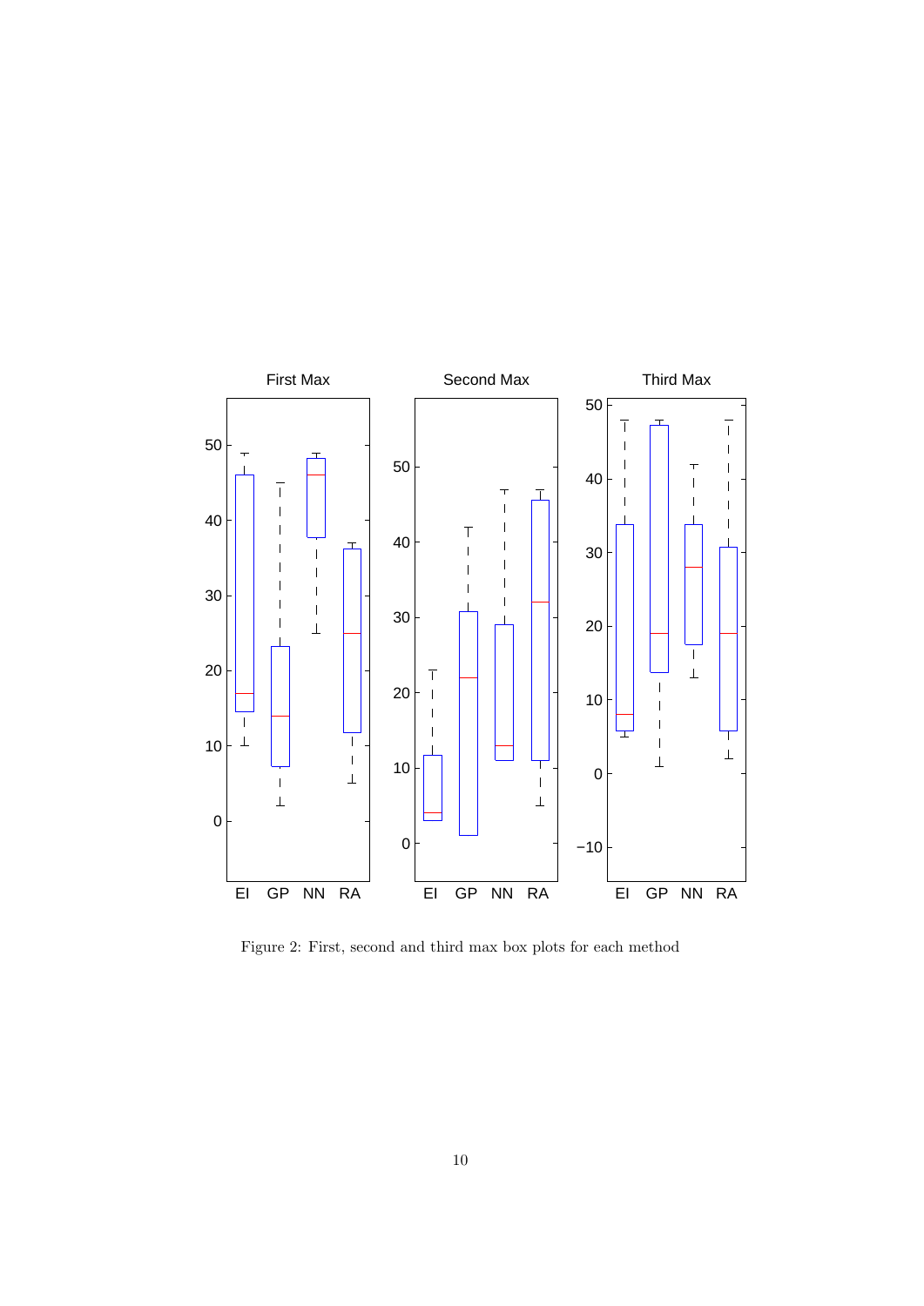Figure 2: First, second and third max box plots for each method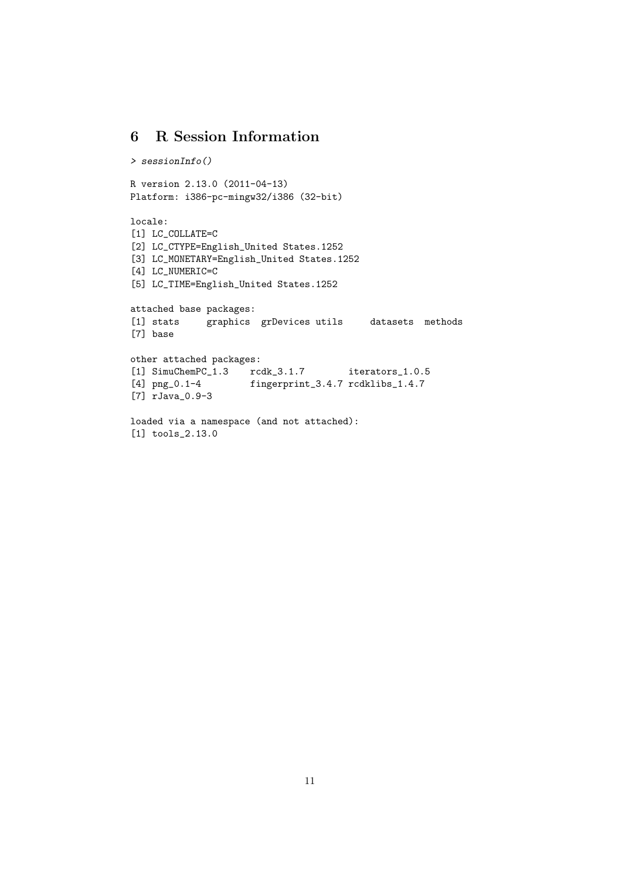## 6 R Session Information

```
> sessionInfo()

R version 2.13.0 (2011-04-13)
Platform: i386-pc-mingw32/i386 (32-bit)

locale:
[1] LC_COLLATE=C
[2] LC_CTYPE=English_United States.1252
[3] LC_MONETARY=English_United States.1252
[4] LC_NUMERIC=C
[5] LC_TIME=English_United States.1252

attached base packages:
[1] stats     graphics  grDevices utils     datasets  methods
[7] base

other attached packages:
[1] SimuChemPC_1.3    rcdk_3.1.7        iterators_1.0.5
[4] png_0.1-4         fingerprint_3.4.7 rcdklibs_1.4.7
[7] rJava_0.9-3

loaded via a namespace (and not attached):
[1] tools_2.13.0
```